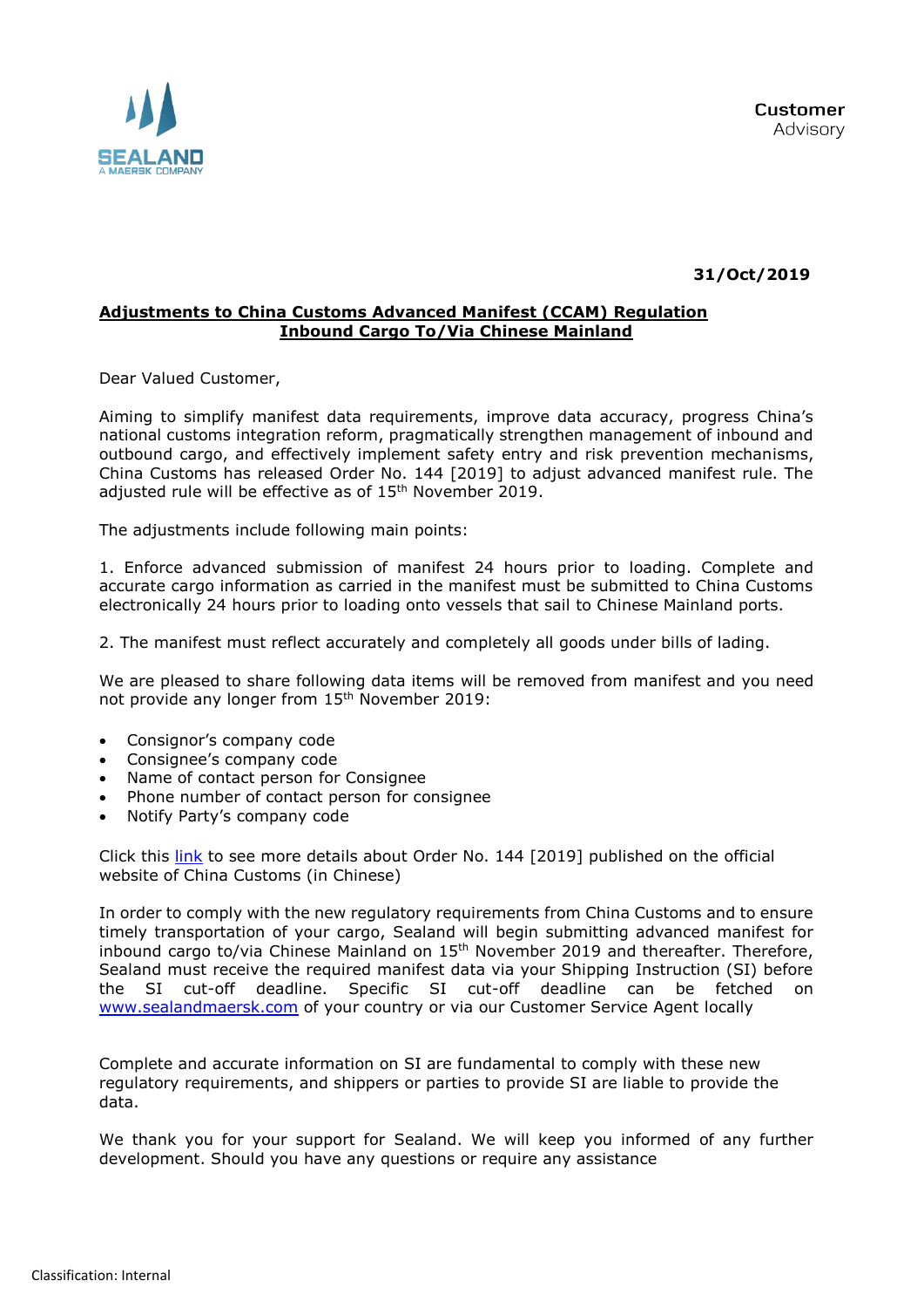SEALAND
A MAERSK COMPANY

**Customer**
Advisory

**31/Oct/2019**

## Adjustments to China Customs Advanced Manifest (CCAM) Regulation Inbound Cargo To/Via Chinese Mainland

Dear Valued Customer,

Aiming to simplify manifest data requirements, improve data accuracy, progress China's national customs integration reform, pragmatically strengthen management of inbound and outbound cargo, and effectively implement safety entry and risk prevention mechanisms, China Customs has released Order No. 144 [2019] to adjust advanced manifest rule. The adjusted rule will be effective as of 15th November 2019.

The adjustments include following main points:

1. Enforce advanced submission of manifest 24 hours prior to loading. Complete and accurate cargo information as carried in the manifest must be submitted to China Customs electronically 24 hours prior to loading onto vessels that sail to Chinese Mainland ports.

2. The manifest must reflect accurately and completely all goods under bills of lading.

We are pleased to share following data items will be removed from manifest and you need not provide any longer from 15th November 2019:

- Consignor's company code
- Consignee's company code
- Name of contact person for Consignee
- Phone number of contact person for consignee
- Notify Party's company code

Click this link to see more details about Order No. 144 [2019] published on the official website of China Customs (in Chinese)

In order to comply with the new regulatory requirements from China Customs and to ensure timely transportation of your cargo, Sealand will begin submitting advanced manifest for inbound cargo to/via Chinese Mainland on 15th November 2019 and thereafter. Therefore, Sealand must receive the required manifest data via your Shipping Instruction (SI) before the SI cut-off deadline. Specific SI cut-off deadline can be fetched on www.sealandmaersk.com of your country or via our Customer Service Agent locally

Complete and accurate information on SI are fundamental to comply with these new regulatory requirements, and shippers or parties to provide SI are liable to provide the data.

We thank you for your support for Sealand. We will keep you informed of any further development. Should you have any questions or require any assistance

Classification: Internal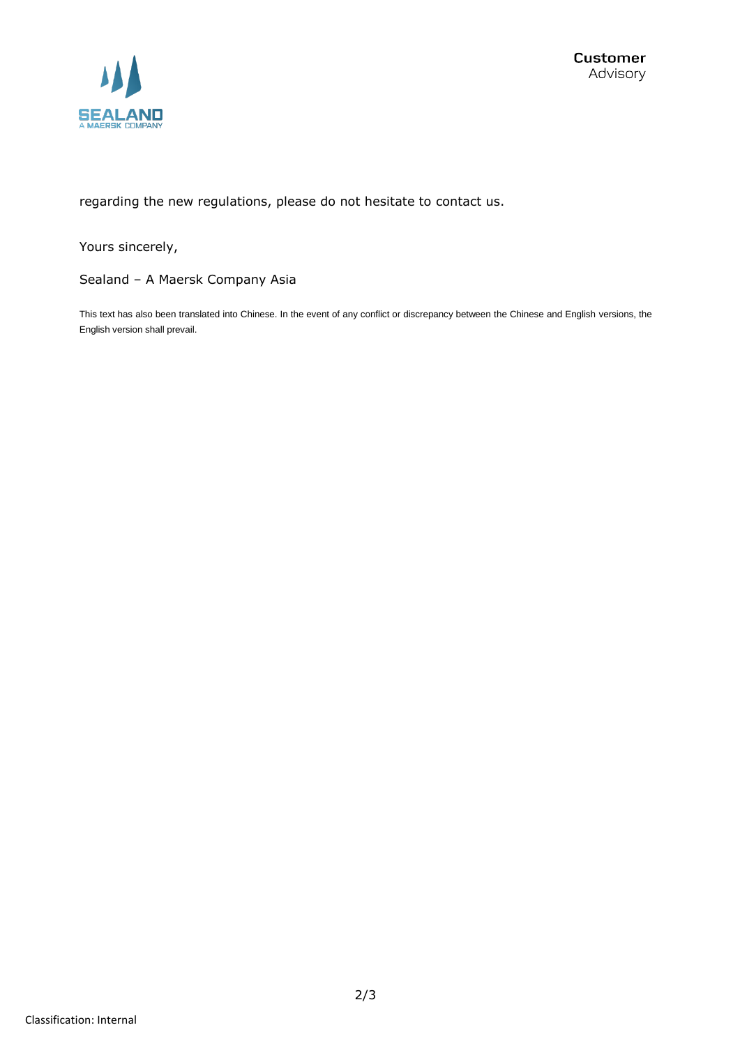regarding the new regulations, please do not hesitate to contact us.

Yours sincerely,

Sealand – A Maersk Company Asia

This text has also been translated into Chinese. In the event of any conflict or discrepancy between the Chinese and English versions, the English version shall prevail.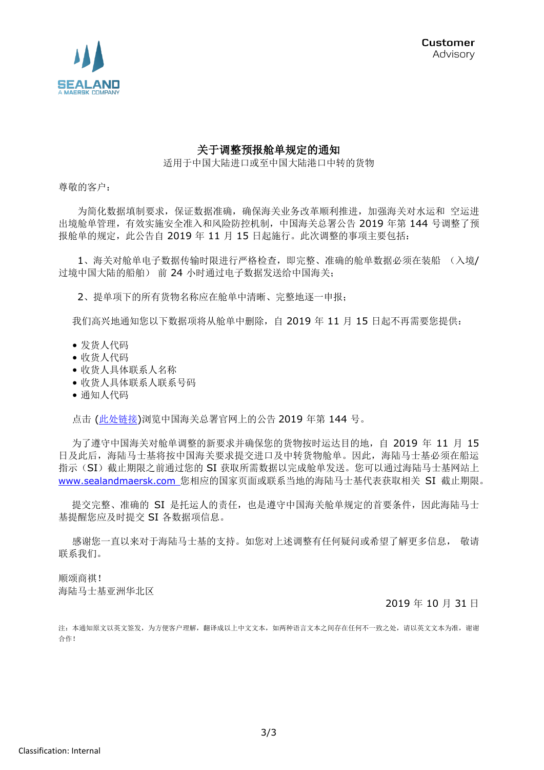Customer
Advisory

## 关于调整预报舱单规定的通知

适用于中国大陆进口或至中国大陆港口中转的货物

尊敬的客户：

为简化数据填制要求，保证数据准确，确保海关业务改革顺利推进，加强海关对水运和 空运进出境舱单管理，有效实施安全准入和风险防控机制，中国海关总署公告 2019 年第 144 号调整了预报舱单的规定，此公告自 2019 年 11 月 15 日起施行。此次调整的事项主要包括：

1、海关对舱单电子数据传输时限进行严格检查，即完整、准确的舱单数据必须在装船 （入境/过境中国大陆的船舶） 前 24 小时通过电子数据发送给中国海关；

2、提单项下的所有货物名称应在舱单中清晰、完整地逐一申报；

我们高兴地通知您以下数据项将从舱单中删除，自 2019 年 11 月 15 日起不再需要您提供：

- 发货人代码
- 收货人代码
- 收货人具体联系人名称
- 收货人具体联系人联系号码
- 通知人代码

点击 (此处链接)浏览中国海关总署官网上的公告 2019 年第 144 号。

为了遵守中国海关对舱单调整的新要求并确保您的货物按时运达目的地，自 2019 年 11 月 15 日及此后，海陆马士基将按中国海关要求提交进口及中转货物舱单。因此，海陆马士基必须在船运指示（SI）截止期限之前通过您的 SI 获取所需数据以完成舱单发送。您可以通过海陆马士基网站上 www.sealandmaersk.com 您相应的国家页面或联系当地的海陆马士基代表获取相关 SI 截止期限。

提交完整、准确的 SI 是托运人的责任，也是遵守中国海关舱单规定的首要条件，因此海陆马士基提醒您应及时提交 SI 各数据项信息。

感谢您一直以来对于海陆马士基的支持。如您对上述调整有任何疑问或希望了解更多信息， 敬请联系我们。

顺颂商祺！
海陆马士基亚洲华北区

2019 年 10 月 31 日

注：本通知原文以英文签发，为方便客户理解，翻译成以上中文文本，如两种语言文本之间存在任何不一致之处，请以英文文本为准，谢谢合作！

Classification: Internal